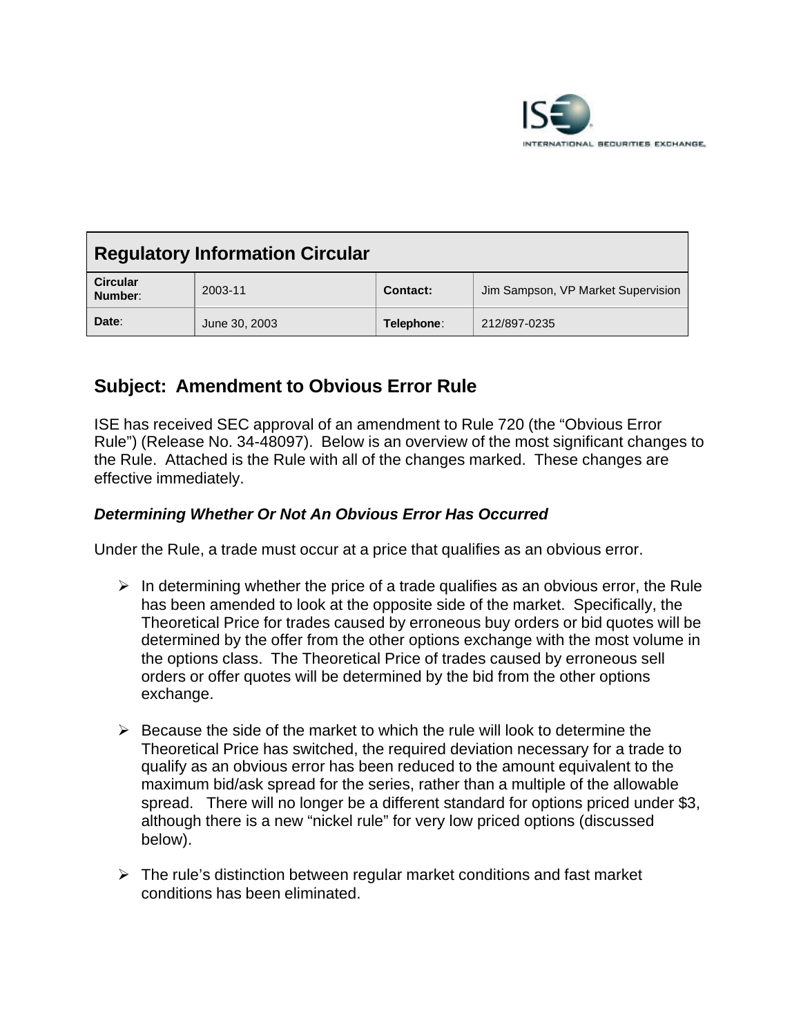| Regulatory Information Circular | | | |
|---|---|---|---|
| **Circular Number**: | 2003-11 | **Contact:** | Jim Sampson, VP Market Supervision |
| **Date**: | June 30, 2003 | **Telephone**: | 212/897-0235 |

## Subject: Amendment to Obvious Error Rule

ISE has received SEC approval of an amendment to Rule 720 (the "Obvious Error Rule") (Release No. 34-48097). Below is an overview of the most significant changes to the Rule. Attached is the Rule with all of the changes marked. These changes are effective immediately.

### *Determining Whether Or Not An Obvious Error Has Occurred*

Under the Rule, a trade must occur at a price that qualifies as an obvious error.

- In determining whether the price of a trade qualifies as an obvious error, the Rule has been amended to look at the opposite side of the market. Specifically, the Theoretical Price for trades caused by erroneous buy orders or bid quotes will be determined by the offer from the other options exchange with the most volume in the options class. The Theoretical Price of trades caused by erroneous sell orders or offer quotes will be determined by the bid from the other options exchange.

- Because the side of the market to which the rule will look to determine the Theoretical Price has switched, the required deviation necessary for a trade to qualify as an obvious error has been reduced to the amount equivalent to the maximum bid/ask spread for the series, rather than a multiple of the allowable spread. There will no longer be a different standard for options priced under $3, although there is a new "nickel rule" for very low priced options (discussed below).

- The rule's distinction between regular market conditions and fast market conditions has been eliminated.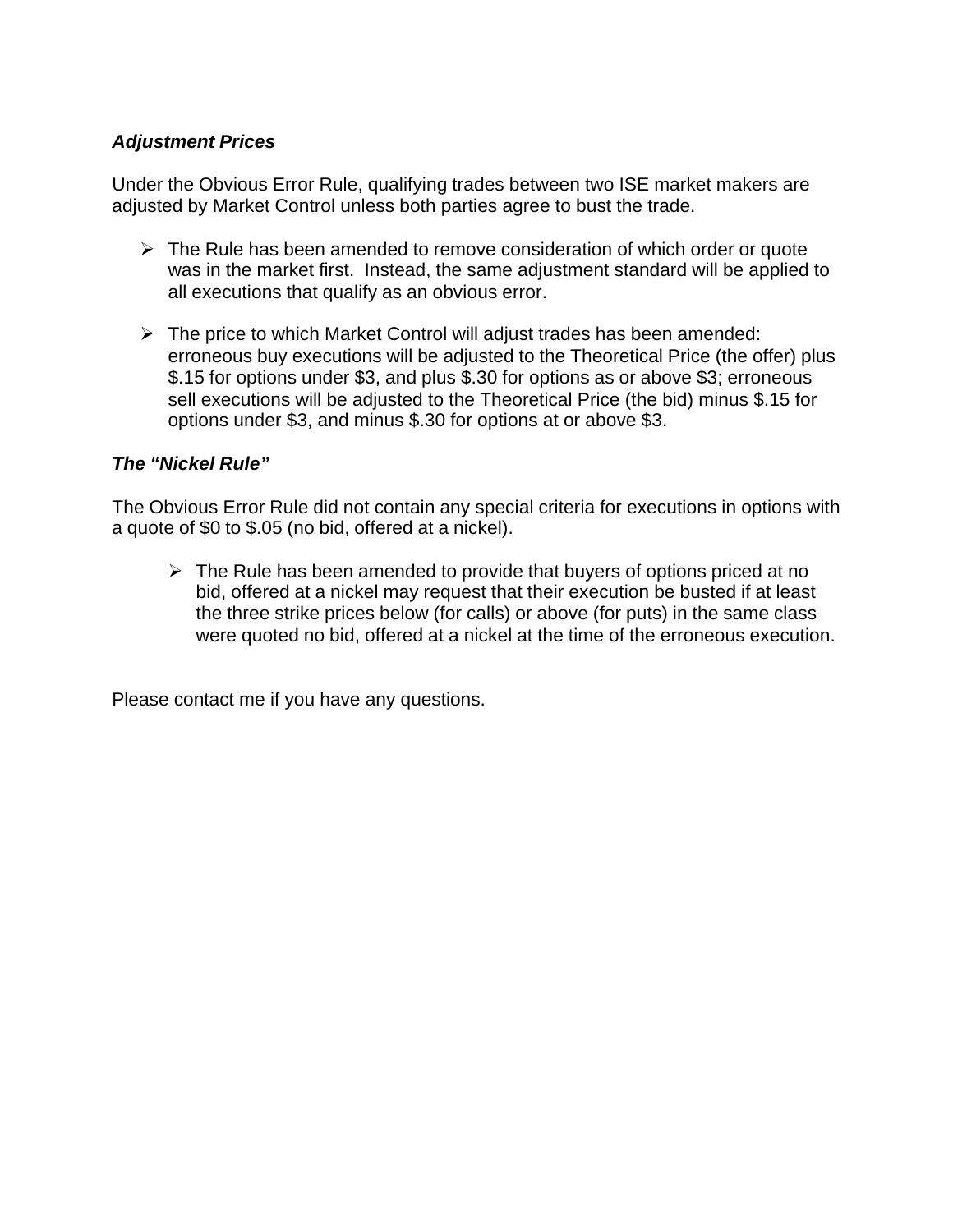***Adjustment Prices***

Under the Obvious Error Rule, qualifying trades between two ISE market makers are adjusted by Market Control unless both parties agree to bust the trade.

- The Rule has been amended to remove consideration of which order or quote was in the market first. Instead, the same adjustment standard will be applied to all executions that qualify as an obvious error.

- The price to which Market Control will adjust trades has been amended: erroneous buy executions will be adjusted to the Theoretical Price (the offer) plus $.15 for options under $3, and plus $.30 for options as or above $3; erroneous sell executions will be adjusted to the Theoretical Price (the bid) minus $.15 for options under $3, and minus $.30 for options at or above $3.

***The "Nickel Rule"***

The Obvious Error Rule did not contain any special criteria for executions in options with a quote of $0 to $.05 (no bid, offered at a nickel).

- The Rule has been amended to provide that buyers of options priced at no bid, offered at a nickel may request that their execution be busted if at least the three strike prices below (for calls) or above (for puts) in the same class were quoted no bid, offered at a nickel at the time of the erroneous execution.

Please contact me if you have any questions.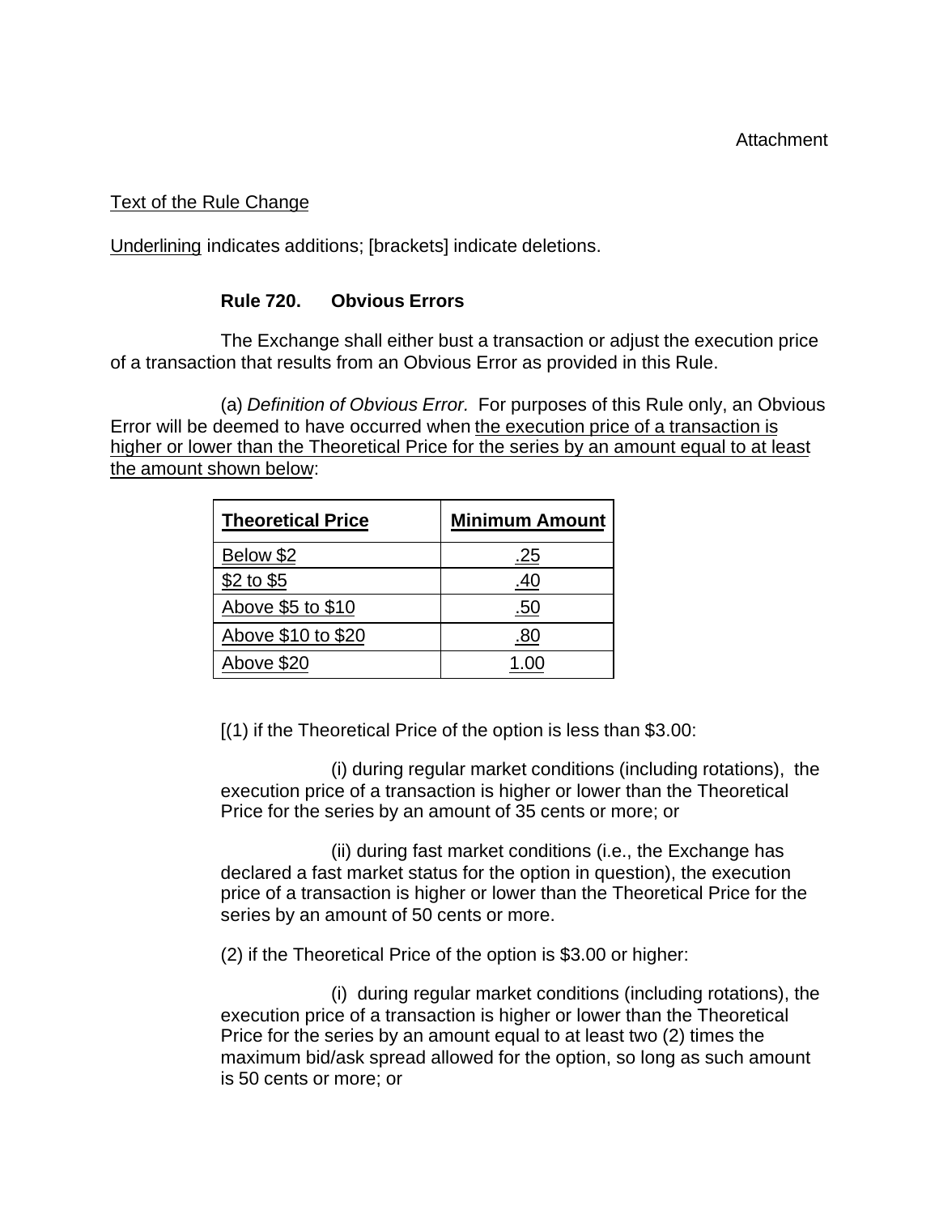Attachment

Text of the Rule Change

Underlining indicates additions; [brackets] indicate deletions.

**Rule 720. Obvious Errors**

The Exchange shall either bust a transaction or adjust the execution price of a transaction that results from an Obvious Error as provided in this Rule.

(a) *Definition of Obvious Error.* For purposes of this Rule only, an Obvious Error will be deemed to have occurred when the execution price of a transaction is higher or lower than the Theoretical Price for the series by an amount equal to at least the amount shown below:

| **Theoretical Price** | **Minimum Amount** |
|---|---|
| Below $2 | .25 |
| $2 to $5 | .40 |
| Above $5 to $10 | .50 |
| Above $10 to $20 | .80 |
| Above $20 | 1.00 |

[(1) if the Theoretical Price of the option is less than $3.00:

(i) during regular market conditions (including rotations), the execution price of a transaction is higher or lower than the Theoretical Price for the series by an amount of 35 cents or more; or

(ii) during fast market conditions (i.e., the Exchange has declared a fast market status for the option in question), the execution price of a transaction is higher or lower than the Theoretical Price for the series by an amount of 50 cents or more.

(2) if the Theoretical Price of the option is $3.00 or higher:

(i) during regular market conditions (including rotations), the execution price of a transaction is higher or lower than the Theoretical Price for the series by an amount equal to at least two (2) times the maximum bid/ask spread allowed for the option, so long as such amount is 50 cents or more; or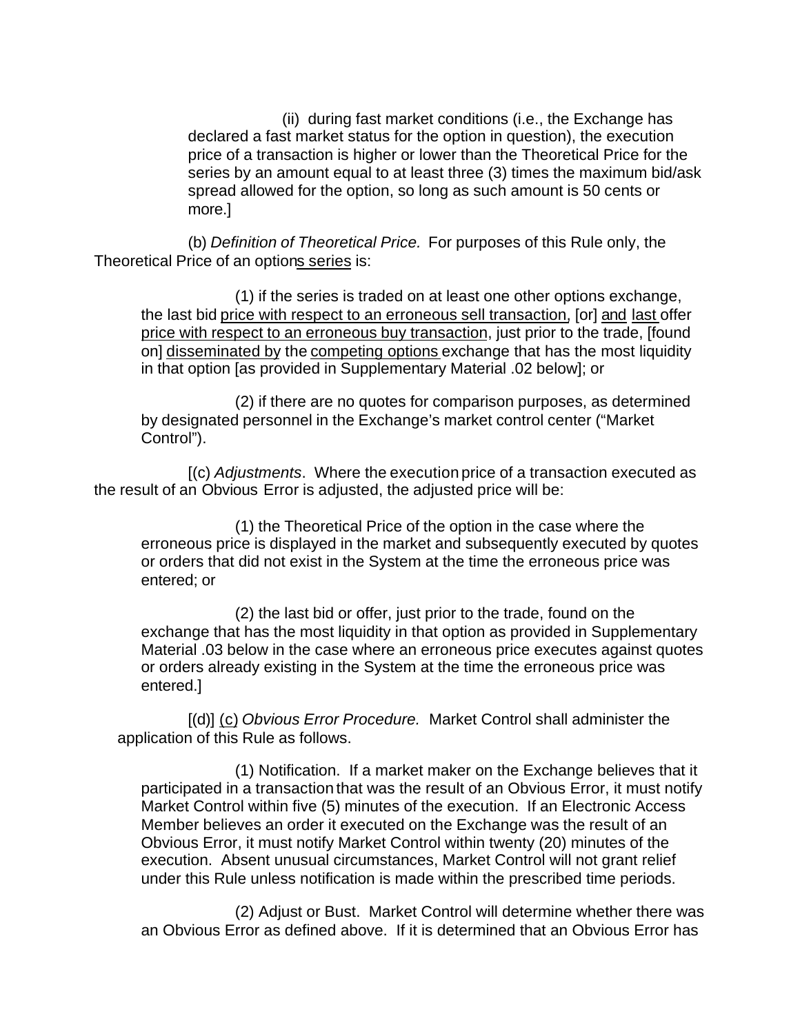(ii) during fast market conditions (i.e., the Exchange has declared a fast market status for the option in question), the execution price of a transaction is higher or lower than the Theoretical Price for the series by an amount equal to at least three (3) times the maximum bid/ask spread allowed for the option, so long as such amount is 50 cents or more.]

(b) *Definition of Theoretical Price.* For purposes of this Rule only, the Theoretical Price of an option<u>s series</u> is:

(1) if the series is traded on at least one other options exchange, the last bid <u>price with respect to an erroneous sell transaction</u>, [or] <u>and</u> <u>last</u> offer <u>price with respect to an erroneous buy transaction</u>, just prior to the trade, [found on] <u>disseminated by</u> the <u>competing options</u> exchange that has the most liquidity in that option [as provided in Supplementary Material .02 below]; or

(2) if there are no quotes for comparison purposes, as determined by designated personnel in the Exchange's market control center ("Market Control").

[(c) *Adjustments*. Where the execution price of a transaction executed as the result of an Obvious Error is adjusted, the adjusted price will be:

(1) the Theoretical Price of the option in the case where the erroneous price is displayed in the market and subsequently executed by quotes or orders that did not exist in the System at the time the erroneous price was entered; or

(2) the last bid or offer, just prior to the trade, found on the exchange that has the most liquidity in that option as provided in Supplementary Material .03 below in the case where an erroneous price executes against quotes or orders already existing in the System at the time the erroneous price was entered.]

[(d)] <u>(c)</u> *Obvious Error Procedure.* Market Control shall administer the application of this Rule as follows.

(1) Notification. If a market maker on the Exchange believes that it participated in a transaction that was the result of an Obvious Error, it must notify Market Control within five (5) minutes of the execution. If an Electronic Access Member believes an order it executed on the Exchange was the result of an Obvious Error, it must notify Market Control within twenty (20) minutes of the execution. Absent unusual circumstances, Market Control will not grant relief under this Rule unless notification is made within the prescribed time periods.

(2) Adjust or Bust. Market Control will determine whether there was an Obvious Error as defined above. If it is determined that an Obvious Error has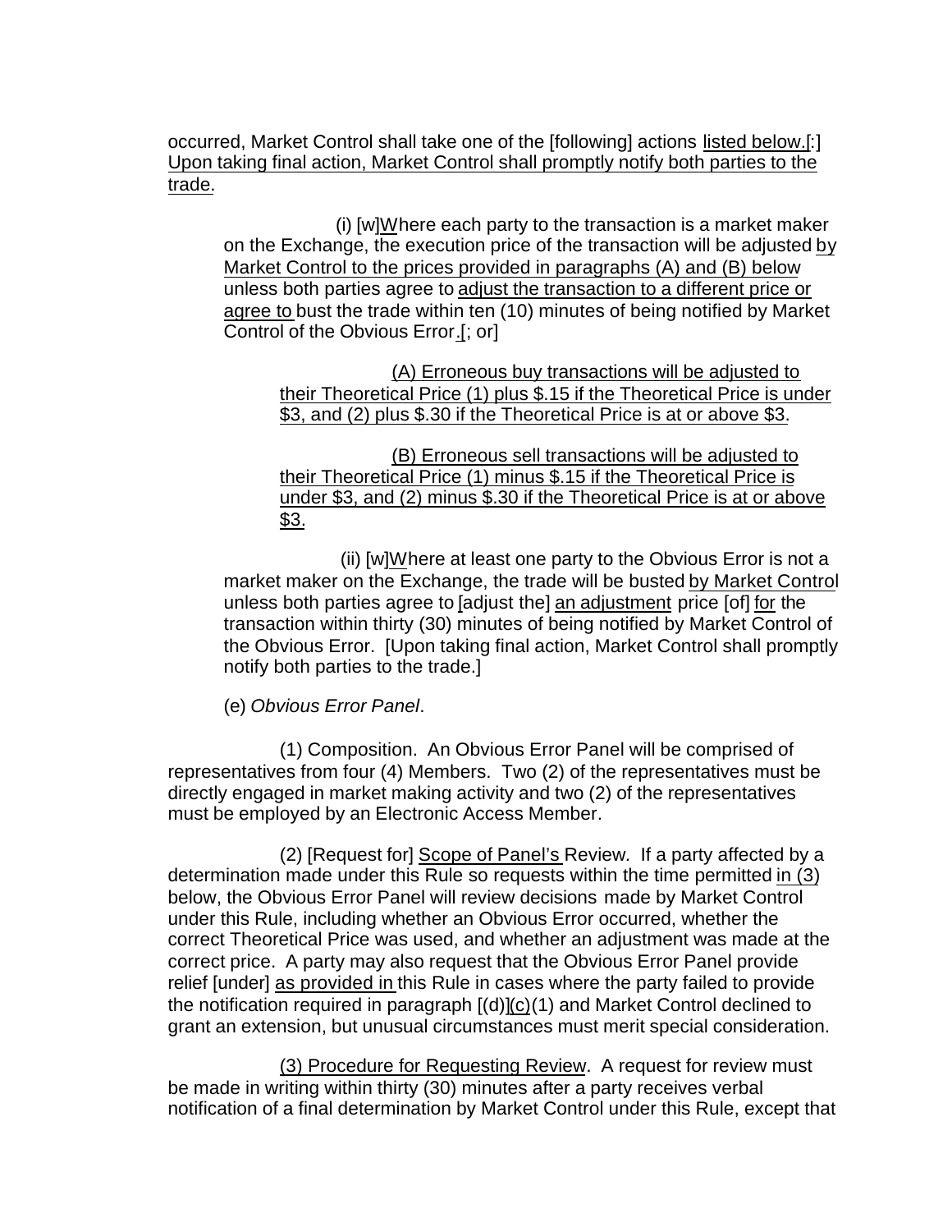occurred, Market Control shall take one of the [following] actions listed below.[:] Upon taking final action, Market Control shall promptly notify both parties to the trade.

(i) [w]Where each party to the transaction is a market maker on the Exchange, the execution price of the transaction will be adjusted by Market Control to the prices provided in paragraphs (A) and (B) below unless both parties agree to adjust the transaction to a different price or agree to bust the trade within ten (10) minutes of being notified by Market Control of the Obvious Error.[; or]

(A) Erroneous buy transactions will be adjusted to their Theoretical Price (1) plus $.15 if the Theoretical Price is under $3, and (2) plus $.30 if the Theoretical Price is at or above $3.

(B) Erroneous sell transactions will be adjusted to their Theoretical Price (1) minus $.15 if the Theoretical Price is under $3, and (2) minus $.30 if the Theoretical Price is at or above $3.

(ii) [w]Where at least one party to the Obvious Error is not a market maker on the Exchange, the trade will be busted by Market Control unless both parties agree to [adjust the] an adjustment price [of] for the transaction within thirty (30) minutes of being notified by Market Control of the Obvious Error. [Upon taking final action, Market Control shall promptly notify both parties to the trade.]

(e) *Obvious Error Panel*.

(1) Composition. An Obvious Error Panel will be comprised of representatives from four (4) Members. Two (2) of the representatives must be directly engaged in market making activity and two (2) of the representatives must be employed by an Electronic Access Member.

(2) [Request for] Scope of Panel's Review. If a party affected by a determination made under this Rule so requests within the time permitted in (3) below, the Obvious Error Panel will review decisions made by Market Control under this Rule, including whether an Obvious Error occurred, whether the correct Theoretical Price was used, and whether an adjustment was made at the correct price. A party may also request that the Obvious Error Panel provide relief [under] as provided in this Rule in cases where the party failed to provide the notification required in paragraph [(d)](c)(1) and Market Control declined to grant an extension, but unusual circumstances must merit special consideration.

(3) Procedure for Requesting Review. A request for review must be made in writing within thirty (30) minutes after a party receives verbal notification of a final determination by Market Control under this Rule, except that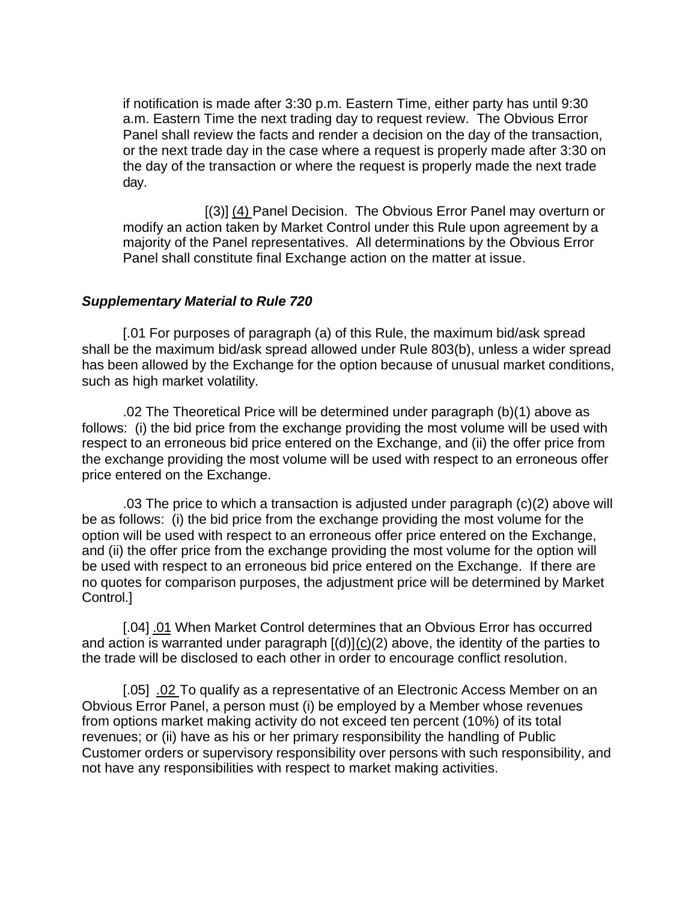if notification is made after 3:30 p.m. Eastern Time, either party has until 9:30 a.m. Eastern Time the next trading day to request review. The Obvious Error Panel shall review the facts and render a decision on the day of the transaction, or the next trade day in the case where a request is properly made after 3:30 on the day of the transaction or where the request is properly made the next trade day.

[(3)] <u>(4)</u> Panel Decision. The Obvious Error Panel may overturn or modify an action taken by Market Control under this Rule upon agreement by a majority of the Panel representatives. All determinations by the Obvious Error Panel shall constitute final Exchange action on the matter at issue.

***Supplementary Material to Rule 720***

[.01 For purposes of paragraph (a) of this Rule, the maximum bid/ask spread shall be the maximum bid/ask spread allowed under Rule 803(b), unless a wider spread has been allowed by the Exchange for the option because of unusual market conditions, such as high market volatility.

.02 The Theoretical Price will be determined under paragraph (b)(1) above as follows: (i) the bid price from the exchange providing the most volume will be used with respect to an erroneous bid price entered on the Exchange, and (ii) the offer price from the exchange providing the most volume will be used with respect to an erroneous offer price entered on the Exchange.

.03 The price to which a transaction is adjusted under paragraph (c)(2) above will be as follows: (i) the bid price from the exchange providing the most volume for the option will be used with respect to an erroneous offer price entered on the Exchange, and (ii) the offer price from the exchange providing the most volume for the option will be used with respect to an erroneous bid price entered on the Exchange. If there are no quotes for comparison purposes, the adjustment price will be determined by Market Control.]

[.04] <u>.01</u> When Market Control determines that an Obvious Error has occurred and action is warranted under paragraph [(d)]<u>(c)</u>(2) above, the identity of the parties to the trade will be disclosed to each other in order to encourage conflict resolution.

[.05] <u>.02</u> To qualify as a representative of an Electronic Access Member on an Obvious Error Panel, a person must (i) be employed by a Member whose revenues from options market making activity do not exceed ten percent (10%) of its total revenues; or (ii) have as his or her primary responsibility the handling of Public Customer orders or supervisory responsibility over persons with such responsibility, and not have any responsibilities with respect to market making activities.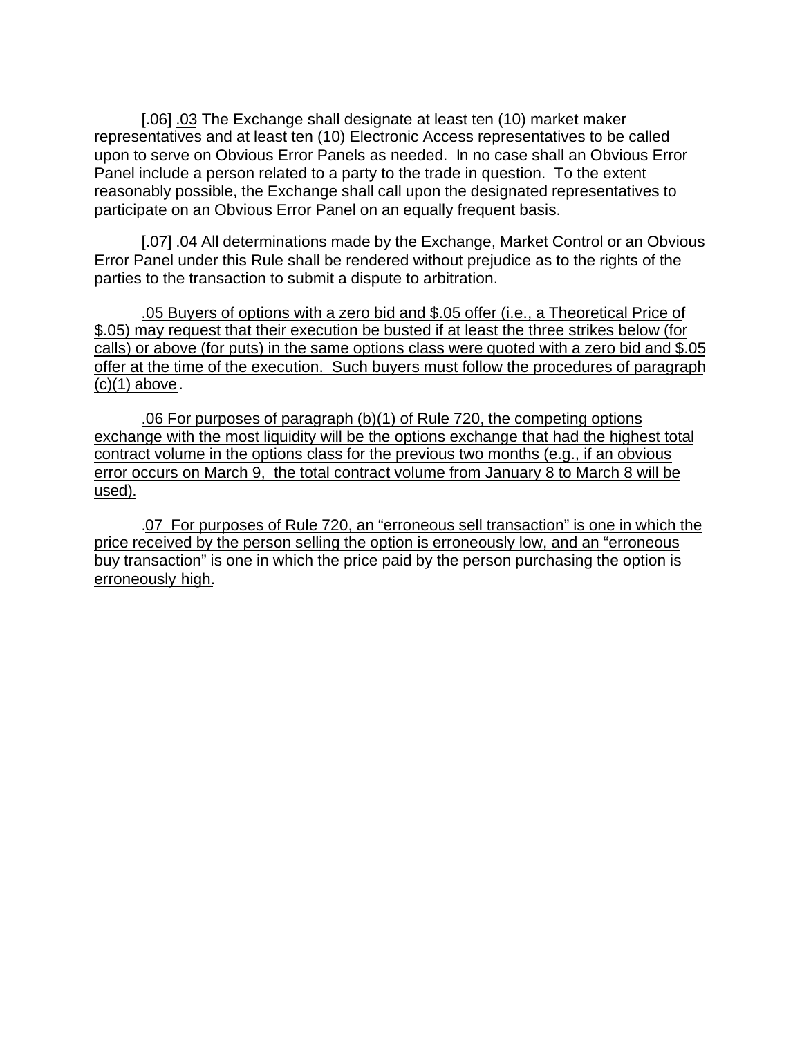[.06] .03 The Exchange shall designate at least ten (10) market maker representatives and at least ten (10) Electronic Access representatives to be called upon to serve on Obvious Error Panels as needed. In no case shall an Obvious Error Panel include a person related to a party to the trade in question. To the extent reasonably possible, the Exchange shall call upon the designated representatives to participate on an Obvious Error Panel on an equally frequent basis.

[.07] .04 All determinations made by the Exchange, Market Control or an Obvious Error Panel under this Rule shall be rendered without prejudice as to the rights of the parties to the transaction to submit a dispute to arbitration.

.05 Buyers of options with a zero bid and $.05 offer (i.e., a Theoretical Price of $.05) may request that their execution be busted if at least the three strikes below (for calls) or above (for puts) in the same options class were quoted with a zero bid and $.05 offer at the time of the execution. Such buyers must follow the procedures of paragraph (c)(1) above.

.06 For purposes of paragraph (b)(1) of Rule 720, the competing options exchange with the most liquidity will be the options exchange that had the highest total contract volume in the options class for the previous two months (e.g., if an obvious error occurs on March 9, the total contract volume from January 8 to March 8 will be used).

.07 For purposes of Rule 720, an "erroneous sell transaction" is one in which the price received by the person selling the option is erroneously low, and an "erroneous buy transaction" is one in which the price paid by the person purchasing the option is erroneously high.